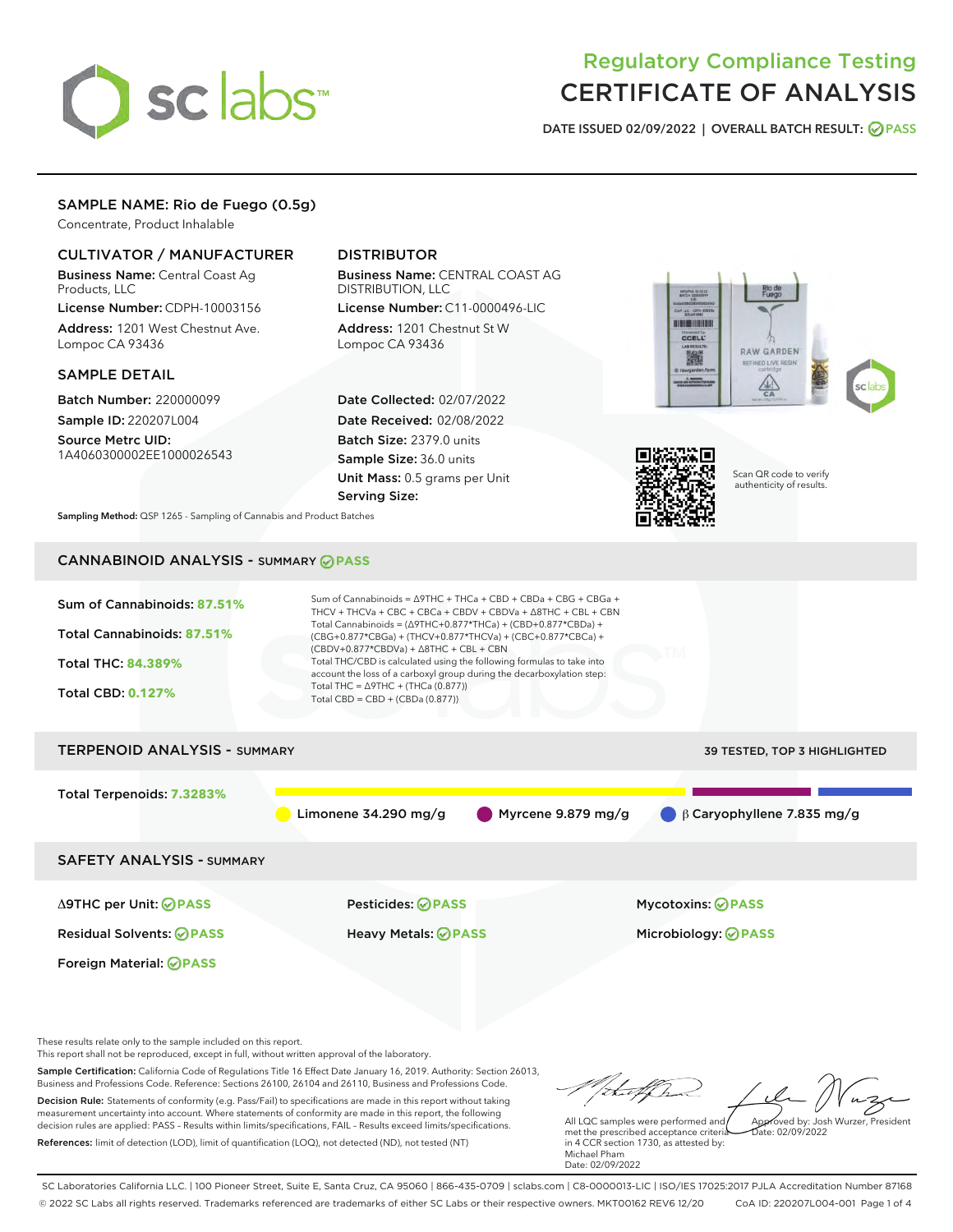# Regulatory Compliance Testing
# CERTIFICATE OF ANALYSIS

DATE ISSUED 02/09/2022 | OVERALL BATCH RESULT: PASS

## SAMPLE NAME: Rio de Fuego (0.5g)

Concentrate, Product Inhalable

### CULTIVATOR / MANUFACTURER

**Business Name:** Central Coast Ag Products, LLC

**License Number:** CDPH-10003156

**Address:** 1201 West Chestnut Ave. Lompoc CA 93436

### DISTRIBUTOR

**Business Name:** CENTRAL COAST AG DISTRIBUTION, LLC

**License Number:** C11-0000496-LIC

**Address:** 1201 Chestnut St W Lompoc CA 93436

### SAMPLE DETAIL

**Batch Number:** 220000099

**Sample ID:** 220207L004

**Source Metrc UID:** 1A4060300002EE1000026543

**Date Collected:** 02/07/2022

**Date Received:** 02/08/2022

**Batch Size:** 2379.0 units

**Sample Size:** 36.0 units

**Unit Mass:** 0.5 grams per Unit

**Serving Size:**

Scan QR code to verify authenticity of results.

**Sampling Method:** QSP 1265 - Sampling of Cannabis and Product Batches

## CANNABINOID ANALYSIS - SUMMARY PASS

Sum of Cannabinoids: **87.51%**

Total Cannabinoids: **87.51%**

Total THC: **84.389%**

Total CBD: **0.127%**

Sum of Cannabinoids = Δ9THC + THCa + CBD + CBDa + CBG + CBGa + THCV + THCVa + CBC + CBCa + CBDV + CBDVa + Δ8THC + CBL + CBN

Total Cannabinoids = (Δ9THC+0.877*THCa) + (CBD+0.877*CBDa) + (CBG+0.877*CBGa) + (THCV+0.877*THCVa) + (CBC+0.877*CBCa) + (CBDV+0.877*CBDVa) + Δ8THC + CBL + CBN

Total THC/CBD is calculated using the following formulas to take into account the loss of a carboxyl group during the decarboxylation step:

Total THC = Δ9THC + (THCa (0.877))

Total CBD = CBD + (CBDa (0.877))

## TERPENOID ANALYSIS - SUMMARY

39 TESTED, TOP 3 HIGHLIGHTED

Total Terpenoids: **7.3283%**

Limonene 34.290 mg/g | Myrcene 9.879 mg/g | β Caryophyllene 7.835 mg/g

## SAFETY ANALYSIS - SUMMARY

| | | |
|---|---|---|
| Δ9THC per Unit: PASS | Pesticides: PASS | Mycotoxins: PASS |
| Residual Solvents: PASS | Heavy Metals: PASS | Microbiology: PASS |
| Foreign Material: PASS | | |

These results relate only to the sample included on this report.
This report shall not be reproduced, except in full, without written approval of the laboratory.

**Sample Certification:** California Code of Regulations Title 16 Effect Date January 16, 2019. Authority: Section 26013, Business and Professions Code. Reference: Sections 26100, 26104 and 26110, Business and Professions Code.

**Decision Rule:** Statements of conformity (e.g. Pass/Fail) to specifications are made in this report without taking measurement uncertainty into account. Where statements of conformity are made in this report, the following decision rules are applied: PASS - Results within limits/specifications, FAIL - Results exceed limits/specifications.

**References:** limit of detection (LOD), limit of quantification (LOQ), not detected (ND), not tested (NT)

All LQC samples were performed and met the prescribed acceptance criteria in 4 CCR section 1730, as attested by: Michael Pham
Date: 02/09/2022

Approved by: Josh Wurzer, President
Date: 02/09/2022

SC Laboratories California LLC. | 100 Pioneer Street, Suite E, Santa Cruz, CA 95060 | 866-435-0709 | sclabs.com | C8-0000013-LIC | ISO/IES 17025:2017 PJLA Accreditation Number 87168
© 2022 SC Labs all rights reserved. Trademarks referenced are trademarks of either SC Labs or their respective owners. MKT00162 REV6 12/20 CoA ID: 220207L004-001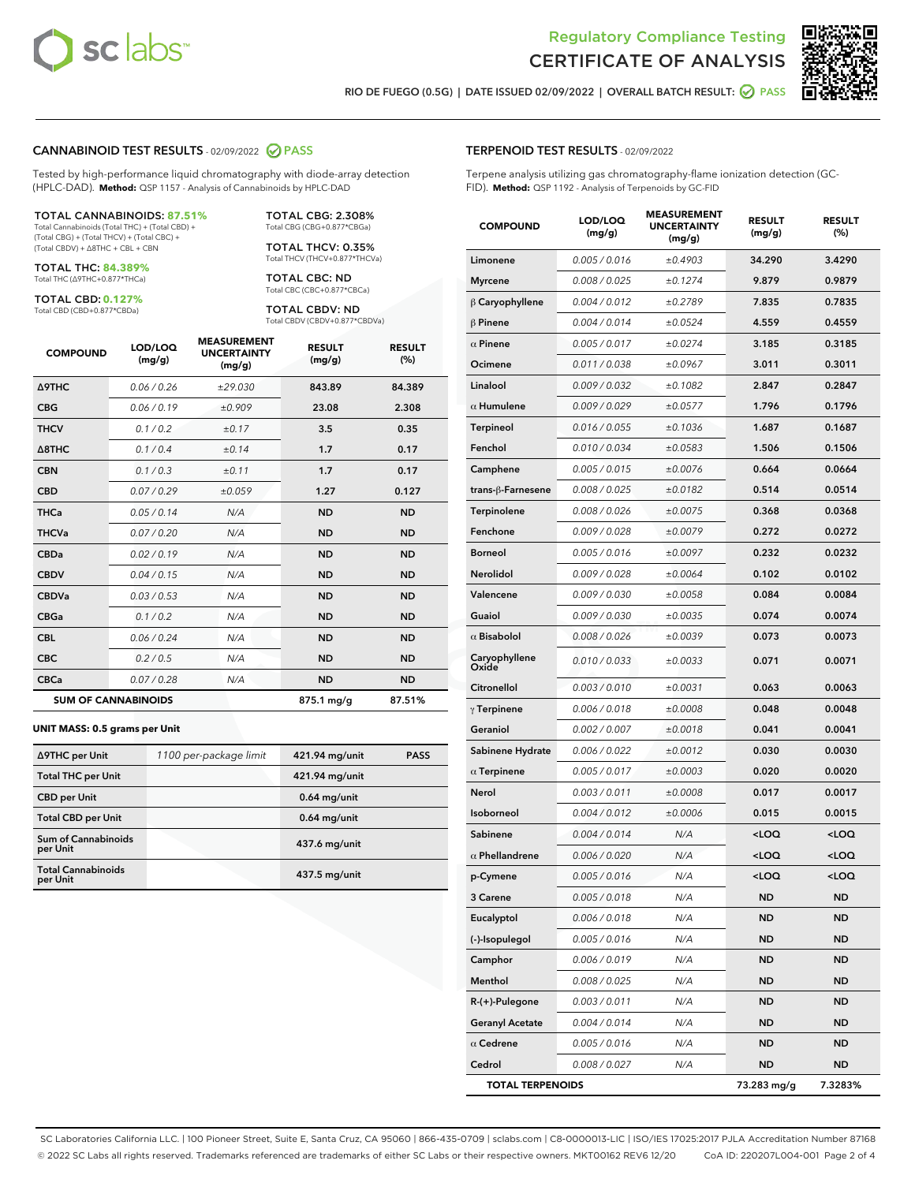Regulatory Compliance Testing
# CERTIFICATE OF ANALYSIS

RIO DE FUEGO (0.5G) | DATE ISSUED 02/09/2022 | OVERALL BATCH RESULT: PASS

## CANNABINOID TEST RESULTS - 02/09/2022 PASS

Tested by high-performance liquid chromatography with diode-array detection (HPLC-DAD). **Method:** QSP 1157 - Analysis of Cannabinoids by HPLC-DAD

**TOTAL CANNABINOIDS: 87.51%**
Total Cannabinoids (Total THC) + (Total CBD) + (Total CBG) + (Total THCV) + (Total CBC) + (Total CBDV) + Δ8THC + CBL + CBN

**TOTAL THC: 84.389%**
Total THC (Δ9THC+0.877*THCa)

**TOTAL CBD: 0.127%**
Total CBD (CBD+0.877*CBDa)

**TOTAL CBG: 2.308%**
Total CBG (CBG+0.877*CBGa)

**TOTAL THCV: 0.35%**
Total THCV (THCV+0.877*THCVa)

**TOTAL CBC: ND**
Total CBC (CBC+0.877*CBCa)

**TOTAL CBDV: ND**
Total CBDV (CBDV+0.877*CBDVa)

| COMPOUND | LOD/LOQ (mg/g) | MEASUREMENT UNCERTAINTY (mg/g) | RESULT (mg/g) | RESULT (%) |
|---|---|---|---|---|
| Δ9THC | 0.06 / 0.26 | ±29.030 | 843.89 | 84.389 |
| CBG | 0.06 / 0.19 | ±0.909 | 23.08 | 2.308 |
| THCV | 0.1 / 0.2 | ±0.17 | 3.5 | 0.35 |
| Δ8THC | 0.1 / 0.4 | ±0.14 | 1.7 | 0.17 |
| CBN | 0.1 / 0.3 | ±0.11 | 1.7 | 0.17 |
| CBD | 0.07 / 0.29 | ±0.059 | 1.27 | 0.127 |
| THCa | 0.05 / 0.14 | N/A | ND | ND |
| THCVa | 0.07 / 0.20 | N/A | ND | ND |
| CBDa | 0.02 / 0.19 | N/A | ND | ND |
| CBDV | 0.04 / 0.15 | N/A | ND | ND |
| CBDVa | 0.03 / 0.53 | N/A | ND | ND |
| CBGa | 0.1 / 0.2 | N/A | ND | ND |
| CBL | 0.06 / 0.24 | N/A | ND | ND |
| CBC | 0.2 / 0.5 | N/A | ND | ND |
| CBCa | 0.07 / 0.28 | N/A | ND | ND |
| **SUM OF CANNABINOIDS** | | | 875.1 mg/g | 87.51% |

**UNIT MASS: 0.5 grams per Unit**

| | | | |
|---|---|---|---|
| Δ9THC per Unit | 1100 per-package limit | 421.94 mg/unit | PASS |
| Total THC per Unit | | 421.94 mg/unit | |
| CBD per Unit | | 0.64 mg/unit | |
| Total CBD per Unit | | 0.64 mg/unit | |
| Sum of Cannabinoids per Unit | | 437.6 mg/unit | |
| Total Cannabinoids per Unit | | 437.5 mg/unit | |

## TERPENOID TEST RESULTS - 02/09/2022

Terpene analysis utilizing gas chromatography-flame ionization detection (GC-FID). **Method:** QSP 1192 - Analysis of Terpenoids by GC-FID

| COMPOUND | LOD/LOQ (mg/g) | MEASUREMENT UNCERTAINTY (mg/g) | RESULT (mg/g) | RESULT (%) |
|---|---|---|---|---|
| Limonene | 0.005 / 0.016 | ±0.4903 | 34.290 | 3.4290 |
| Myrcene | 0.008 / 0.025 | ±0.1274 | 9.879 | 0.9879 |
| β Caryophyllene | 0.004 / 0.012 | ±0.2789 | 7.835 | 0.7835 |
| β Pinene | 0.004 / 0.014 | ±0.0524 | 4.559 | 0.4559 |
| α Pinene | 0.005 / 0.017 | ±0.0274 | 3.185 | 0.3185 |
| Ocimene | 0.011 / 0.038 | ±0.0967 | 3.011 | 0.3011 |
| Linalool | 0.009 / 0.032 | ±0.1082 | 2.847 | 0.2847 |
| α Humulene | 0.009 / 0.029 | ±0.0577 | 1.796 | 0.1796 |
| Terpineol | 0.016 / 0.055 | ±0.1036 | 1.687 | 0.1687 |
| Fenchol | 0.010 / 0.034 | ±0.0583 | 1.506 | 0.1506 |
| Camphene | 0.005 / 0.015 | ±0.0076 | 0.664 | 0.0664 |
| trans-β-Farnesene | 0.008 / 0.025 | ±0.0182 | 0.514 | 0.0514 |
| Terpinolene | 0.008 / 0.026 | ±0.0075 | 0.368 | 0.0368 |
| Fenchone | 0.009 / 0.028 | ±0.0079 | 0.272 | 0.0272 |
| Borneol | 0.005 / 0.016 | ±0.0097 | 0.232 | 0.0232 |
| Nerolidol | 0.009 / 0.028 | ±0.0064 | 0.102 | 0.0102 |
| Valencene | 0.009 / 0.030 | ±0.0058 | 0.084 | 0.0084 |
| Guaiol | 0.009 / 0.030 | ±0.0035 | 0.074 | 0.0074 |
| α Bisabolol | 0.008 / 0.026 | ±0.0039 | 0.073 | 0.0073 |
| Caryophyllene Oxide | 0.010 / 0.033 | ±0.0033 | 0.071 | 0.0071 |
| Citronellol | 0.003 / 0.010 | ±0.0031 | 0.063 | 0.0063 |
| γ Terpinene | 0.006 / 0.018 | ±0.0008 | 0.048 | 0.0048 |
| Geraniol | 0.002 / 0.007 | ±0.0018 | 0.041 | 0.0041 |
| Sabinene Hydrate | 0.006 / 0.022 | ±0.0012 | 0.030 | 0.0030 |
| α Terpinene | 0.005 / 0.017 | ±0.0003 | 0.020 | 0.0020 |
| Nerol | 0.003 / 0.011 | ±0.0008 | 0.017 | 0.0017 |
| Isoborneol | 0.004 / 0.012 | ±0.0006 | 0.015 | 0.0015 |
| Sabinene | 0.004 / 0.014 | N/A | <LOQ | <LOQ |
| α Phellandrene | 0.006 / 0.020 | N/A | <LOQ | <LOQ |
| p-Cymene | 0.005 / 0.016 | N/A | <LOQ | <LOQ |
| 3 Carene | 0.005 / 0.018 | N/A | ND | ND |
| Eucalyptol | 0.006 / 0.018 | N/A | ND | ND |
| (-)-Isopulegol | 0.005 / 0.016 | N/A | ND | ND |
| Camphor | 0.006 / 0.019 | N/A | ND | ND |
| Menthol | 0.008 / 0.025 | N/A | ND | ND |
| R-(+)-Pulegone | 0.003 / 0.011 | N/A | ND | ND |
| Geranyl Acetate | 0.004 / 0.014 | N/A | ND | ND |
| α Cedrene | 0.005 / 0.016 | N/A | ND | ND |
| Cedrol | 0.008 / 0.027 | N/A | ND | ND |
| **TOTAL TERPENOIDS** | | | 73.283 mg/g | 7.3283% |

SC Laboratories California LLC. | 100 Pioneer Street, Suite E, Santa Cruz, CA 95060 | 866-435-0709 | sclabs.com | C8-0000013-LIC | ISO/IES 17025:2017 PJLA Accreditation Number 87168
© 2022 SC Labs all rights reserved. Trademarks referenced are trademarks of either SC Labs or their respective owners. MKT00162 REV6 12/20 CoA ID: 220207L004-001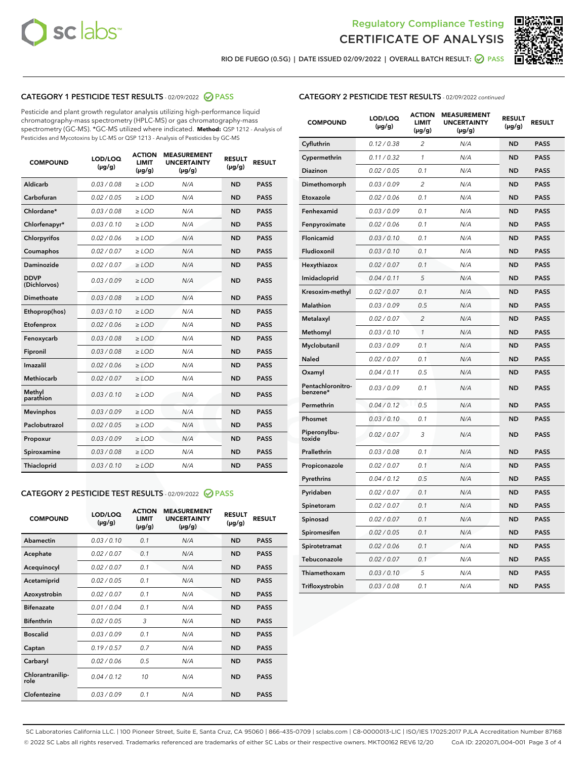RIO DE FUEGO (0.5G) | DATE ISSUED 02/09/2022 | OVERALL BATCH RESULT: PASS

## CATEGORY 1 PESTICIDE TEST RESULTS - 02/09/2022 PASS

Pesticide and plant growth regulator analysis utilizing high-performance liquid chromatography-mass spectrometry (HPLC-MS) or gas chromatography-mass spectrometry (GC-MS). *GC-MS utilized where indicated. **Method:** QSP 1212 - Analysis of Pesticides and Mycotoxins by LC-MS or QSP 1213 - Analysis of Pesticides by GC-MS

| COMPOUND | LOD/LOQ (µg/g) | ACTION LIMIT (µg/g) | MEASUREMENT UNCERTAINTY (µg/g) | RESULT (µg/g) | RESULT |
|---|---|---|---|---|---|
| Aldicarb | 0.03 / 0.08 | ≥ LOD | N/A | ND | PASS |
| Carbofuran | 0.02 / 0.05 | ≥ LOD | N/A | ND | PASS |
| Chlordane* | 0.03 / 0.08 | ≥ LOD | N/A | ND | PASS |
| Chlorfenapyr* | 0.03 / 0.10 | ≥ LOD | N/A | ND | PASS |
| Chlorpyrifos | 0.02 / 0.06 | ≥ LOD | N/A | ND | PASS |
| Coumaphos | 0.02 / 0.07 | ≥ LOD | N/A | ND | PASS |
| Daminozide | 0.02 / 0.07 | ≥ LOD | N/A | ND | PASS |
| DDVP (Dichlorvos) | 0.03 / 0.09 | ≥ LOD | N/A | ND | PASS |
| Dimethoate | 0.03 / 0.08 | ≥ LOD | N/A | ND | PASS |
| Ethoprop(hos) | 0.03 / 0.10 | ≥ LOD | N/A | ND | PASS |
| Etofenprox | 0.02 / 0.06 | ≥ LOD | N/A | ND | PASS |
| Fenoxycarb | 0.03 / 0.08 | ≥ LOD | N/A | ND | PASS |
| Fipronil | 0.03 / 0.08 | ≥ LOD | N/A | ND | PASS |
| Imazalil | 0.02 / 0.06 | ≥ LOD | N/A | ND | PASS |
| Methiocarb | 0.02 / 0.07 | ≥ LOD | N/A | ND | PASS |
| Methyl parathion | 0.03 / 0.10 | ≥ LOD | N/A | ND | PASS |
| Mevinphos | 0.03 / 0.09 | ≥ LOD | N/A | ND | PASS |
| Paclobutrazol | 0.02 / 0.05 | ≥ LOD | N/A | ND | PASS |
| Propoxur | 0.03 / 0.09 | ≥ LOD | N/A | ND | PASS |
| Spiroxamine | 0.03 / 0.08 | ≥ LOD | N/A | ND | PASS |
| Thiacloprid | 0.03 / 0.10 | ≥ LOD | N/A | ND | PASS |

## CATEGORY 2 PESTICIDE TEST RESULTS - 02/09/2022 PASS

| COMPOUND | LOD/LOQ (µg/g) | ACTION LIMIT (µg/g) | MEASUREMENT UNCERTAINTY (µg/g) | RESULT (µg/g) | RESULT |
|---|---|---|---|---|---|
| Abamectin | 0.03 / 0.10 | 0.1 | N/A | ND | PASS |
| Acephate | 0.02 / 0.07 | 0.1 | N/A | ND | PASS |
| Acequinocyl | 0.02 / 0.07 | 0.1 | N/A | ND | PASS |
| Acetamiprid | 0.02 / 0.05 | 0.1 | N/A | ND | PASS |
| Azoxystrobin | 0.02 / 0.07 | 0.1 | N/A | ND | PASS |
| Bifenazate | 0.01 / 0.04 | 0.1 | N/A | ND | PASS |
| Bifenthrin | 0.02 / 0.05 | 3 | N/A | ND | PASS |
| Boscalid | 0.03 / 0.09 | 0.1 | N/A | ND | PASS |
| Captan | 0.19 / 0.57 | 0.7 | N/A | ND | PASS |
| Carbaryl | 0.02 / 0.06 | 0.5 | N/A | ND | PASS |
| Chlorantraniliprole | 0.04 / 0.12 | 10 | N/A | ND | PASS |
| Clofentezine | 0.03 / 0.09 | 0.1 | N/A | ND | PASS |
| Cyfluthrin | 0.12 / 0.38 | 2 | N/A | ND | PASS |
| Cypermethrin | 0.11 / 0.32 | 1 | N/A | ND | PASS |
| Diazinon | 0.02 / 0.05 | 0.1 | N/A | ND | PASS |
| Dimethomorph | 0.03 / 0.09 | 2 | N/A | ND | PASS |
| Etoxazole | 0.02 / 0.06 | 0.1 | N/A | ND | PASS |
| Fenhexamid | 0.03 / 0.09 | 0.1 | N/A | ND | PASS |
| Fenpyroximate | 0.02 / 0.06 | 0.1 | N/A | ND | PASS |
| Flonicamid | 0.03 / 0.10 | 0.1 | N/A | ND | PASS |
| Fludioxonil | 0.03 / 0.10 | 0.1 | N/A | ND | PASS |
| Hexythiazox | 0.02 / 0.07 | 0.1 | N/A | ND | PASS |
| Imidacloprid | 0.04 / 0.11 | 5 | N/A | ND | PASS |
| Kresoxim-methyl | 0.02 / 0.07 | 0.1 | N/A | ND | PASS |
| Malathion | 0.03 / 0.09 | 0.5 | N/A | ND | PASS |
| Metalaxyl | 0.02 / 0.07 | 2 | N/A | ND | PASS |
| Methomyl | 0.03 / 0.10 | 1 | N/A | ND | PASS |
| Myclobutanil | 0.03 / 0.09 | 0.1 | N/A | ND | PASS |
| Naled | 0.02 / 0.07 | 0.1 | N/A | ND | PASS |
| Oxamyl | 0.04 / 0.11 | 0.5 | N/A | ND | PASS |
| Pentachloronitrobenzene* | 0.03 / 0.09 | 0.1 | N/A | ND | PASS |
| Permethrin | 0.04 / 0.12 | 0.5 | N/A | ND | PASS |
| Phosmet | 0.03 / 0.10 | 0.1 | N/A | ND | PASS |
| Piperonylbutoxide | 0.02 / 0.07 | 3 | N/A | ND | PASS |
| Prallethrin | 0.03 / 0.08 | 0.1 | N/A | ND | PASS |
| Propiconazole | 0.02 / 0.07 | 0.1 | N/A | ND | PASS |
| Pyrethrins | 0.04 / 0.12 | 0.5 | N/A | ND | PASS |
| Pyridaben | 0.02 / 0.07 | 0.1 | N/A | ND | PASS |
| Spinetoram | 0.02 / 0.07 | 0.1 | N/A | ND | PASS |
| Spinosad | 0.02 / 0.07 | 0.1 | N/A | ND | PASS |
| Spiromesifen | 0.02 / 0.05 | 0.1 | N/A | ND | PASS |
| Spirotetramat | 0.02 / 0.06 | 0.1 | N/A | ND | PASS |
| Tebuconazole | 0.02 / 0.07 | 0.1 | N/A | ND | PASS |
| Thiamethoxam | 0.03 / 0.10 | 5 | N/A | ND | PASS |
| Trifloxystrobin | 0.03 / 0.08 | 0.1 | N/A | ND | PASS |

SC Laboratories California LLC. | 100 Pioneer Street, Suite E, Santa Cruz, CA 95060 | 866-435-0709 | sclabs.com | C8-0000013-LIC | ISO/IES 17025:2017 PJLA Accreditation Number 87168
© 2022 SC Labs all rights reserved. Trademarks referenced are trademarks of either SC Labs or their respective owners. MKT00162 REV6 12/20 CoA ID: 220207L004-001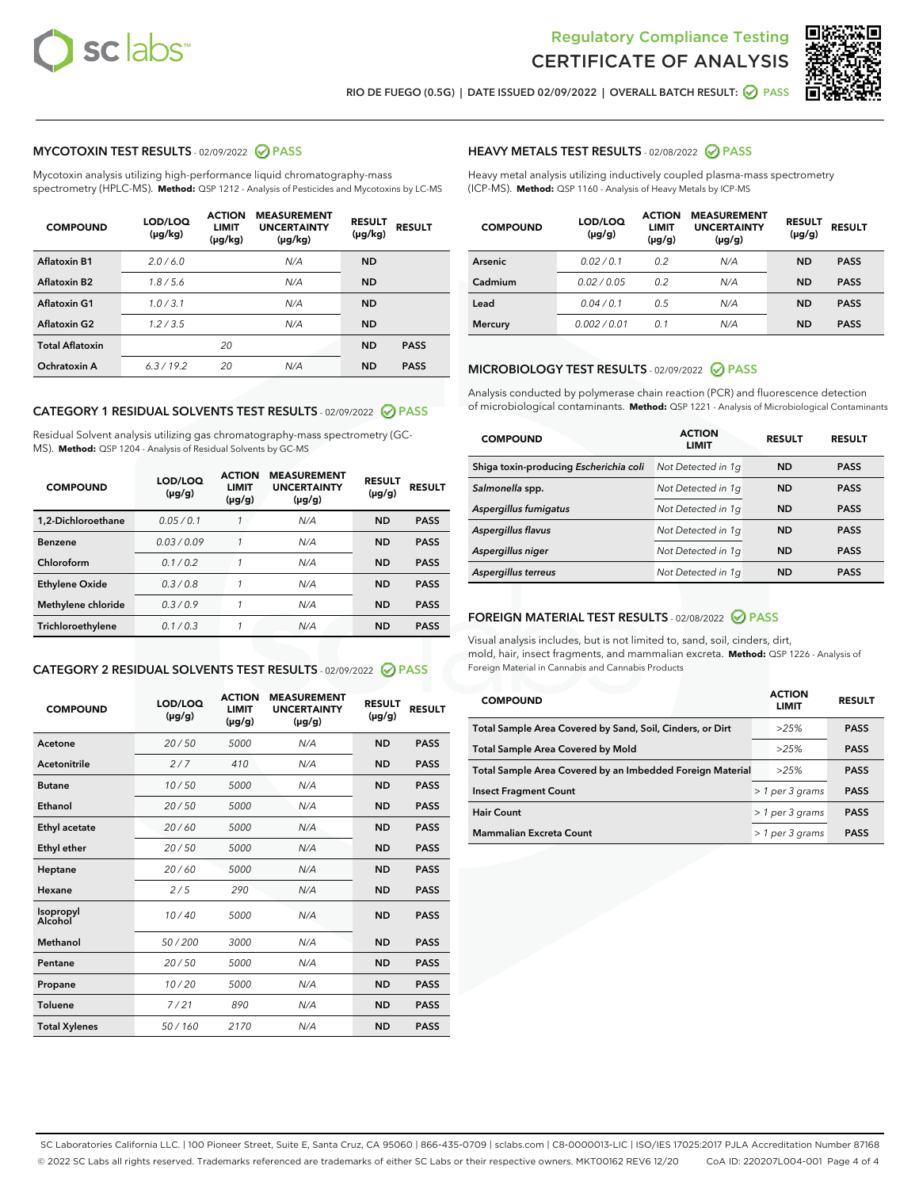Regulatory Compliance Testing

# CERTIFICATE OF ANALYSIS

RIO DE FUEGO (0.5G) | DATE ISSUED 02/09/2022 | OVERALL BATCH RESULT: PASS

## MYCOTOXIN TEST RESULTS - 02/09/2022 PASS

Mycotoxin analysis utilizing high-performance liquid chromatography-mass spectrometry (HPLC-MS). **Method:** QSP 1212 - Analysis of Pesticides and Mycotoxins by LC-MS

| COMPOUND | LOD/LOQ (μg/kg) | ACTION LIMIT (μg/kg) | MEASUREMENT UNCERTAINTY (μg/kg) | RESULT (μg/kg) | RESULT |
|---|---|---|---|---|---|
| Aflatoxin B1 | 2.0 / 6.0 | | N/A | ND | |
| Aflatoxin B2 | 1.8 / 5.6 | | N/A | ND | |
| Aflatoxin G1 | 1.0 / 3.1 | | N/A | ND | |
| Aflatoxin G2 | 1.2 / 3.5 | | N/A | ND | |
| Total Aflatoxin | | 20 | | ND | PASS |
| Ochratoxin A | 6.3 / 19.2 | 20 | N/A | ND | PASS |

## CATEGORY 1 RESIDUAL SOLVENTS TEST RESULTS - 02/09/2022 PASS

Residual Solvent analysis utilizing gas chromatography-mass spectrometry (GC-MS). **Method:** QSP 1204 - Analysis of Residual Solvents by GC-MS

| COMPOUND | LOD/LOQ (μg/g) | ACTION LIMIT (μg/g) | MEASUREMENT UNCERTAINTY (μg/g) | RESULT (μg/g) | RESULT |
|---|---|---|---|---|---|
| 1,2-Dichloroethane | 0.05 / 0.1 | 1 | N/A | ND | PASS |
| Benzene | 0.03 / 0.09 | 1 | N/A | ND | PASS |
| Chloroform | 0.1 / 0.2 | 1 | N/A | ND | PASS |
| Ethylene Oxide | 0.3 / 0.8 | 1 | N/A | ND | PASS |
| Methylene chloride | 0.3 / 0.9 | 1 | N/A | ND | PASS |
| Trichloroethylene | 0.1 / 0.3 | 1 | N/A | ND | PASS |

## CATEGORY 2 RESIDUAL SOLVENTS TEST RESULTS - 02/09/2022 PASS

| COMPOUND | LOD/LOQ (μg/g) | ACTION LIMIT (μg/g) | MEASUREMENT UNCERTAINTY (μg/g) | RESULT (μg/g) | RESULT |
|---|---|---|---|---|---|
| Acetone | 20 / 50 | 5000 | N/A | ND | PASS |
| Acetonitrile | 2 / 7 | 410 | N/A | ND | PASS |
| Butane | 10 / 50 | 5000 | N/A | ND | PASS |
| Ethanol | 20 / 50 | 5000 | N/A | ND | PASS |
| Ethyl acetate | 20 / 60 | 5000 | N/A | ND | PASS |
| Ethyl ether | 20 / 50 | 5000 | N/A | ND | PASS |
| Heptane | 20 / 60 | 5000 | N/A | ND | PASS |
| Hexane | 2 / 5 | 290 | N/A | ND | PASS |
| Isopropyl Alcohol | 10 / 40 | 5000 | N/A | ND | PASS |
| Methanol | 50 / 200 | 3000 | N/A | ND | PASS |
| Pentane | 20 / 50 | 5000 | N/A | ND | PASS |
| Propane | 10 / 20 | 5000 | N/A | ND | PASS |
| Toluene | 7 / 21 | 890 | N/A | ND | PASS |
| Total Xylenes | 50 / 160 | 2170 | N/A | ND | PASS |

## HEAVY METALS TEST RESULTS - 02/08/2022 PASS

Heavy metal analysis utilizing inductively coupled plasma-mass spectrometry (ICP-MS). **Method:** QSP 1160 - Analysis of Heavy Metals by ICP-MS

| COMPOUND | LOD/LOQ (μg/g) | ACTION LIMIT (μg/g) | MEASUREMENT UNCERTAINTY (μg/g) | RESULT (μg/g) | RESULT |
|---|---|---|---|---|---|
| Arsenic | 0.02 / 0.1 | 0.2 | N/A | ND | PASS |
| Cadmium | 0.02 / 0.05 | 0.2 | N/A | ND | PASS |
| Lead | 0.04 / 0.1 | 0.5 | N/A | ND | PASS |
| Mercury | 0.002 / 0.01 | 0.1 | N/A | ND | PASS |

## MICROBIOLOGY TEST RESULTS - 02/09/2022 PASS

Analysis conducted by polymerase chain reaction (PCR) and fluorescence detection of microbiological contaminants. **Method:** QSP 1221 - Analysis of Microbiological Contaminants

| COMPOUND | ACTION LIMIT | RESULT | RESULT |
|---|---|---|---|
| Shiga toxin-producing *Escherichia coli* | Not Detected in 1g | ND | PASS |
| *Salmonella* spp. | Not Detected in 1g | ND | PASS |
| *Aspergillus fumigatus* | Not Detected in 1g | ND | PASS |
| *Aspergillus flavus* | Not Detected in 1g | ND | PASS |
| *Aspergillus niger* | Not Detected in 1g | ND | PASS |
| *Aspergillus terreus* | Not Detected in 1g | ND | PASS |

## FOREIGN MATERIAL TEST RESULTS - 02/08/2022 PASS

Visual analysis includes, but is not limited to, sand, soil, cinders, dirt, mold, hair, insect fragments, and mammalian excreta. **Method:** QSP 1226 - Analysis of Foreign Material in Cannabis and Cannabis Products

| COMPOUND | ACTION LIMIT | RESULT |
|---|---|---|
| Total Sample Area Covered by Sand, Soil, Cinders, or Dirt | >25% | PASS |
| Total Sample Area Covered by Mold | >25% | PASS |
| Total Sample Area Covered by an Imbedded Foreign Material | >25% | PASS |
| Insect Fragment Count | > 1 per 3 grams | PASS |
| Hair Count | > 1 per 3 grams | PASS |
| Mammalian Excreta Count | > 1 per 3 grams | PASS |

SC Laboratories California LLC. | 100 Pioneer Street, Suite E, Santa Cruz, CA 95060 | 866-435-0709 | sclabs.com | C8-0000013-LIC | ISO/IES 17025:2017 PJLA Accreditation Number 87168
© 2022 SC Labs all rights reserved. Trademarks referenced are trademarks of either SC Labs or their respective owners. MKT00162 REV6 12/20 CoA ID: 220207L004-001